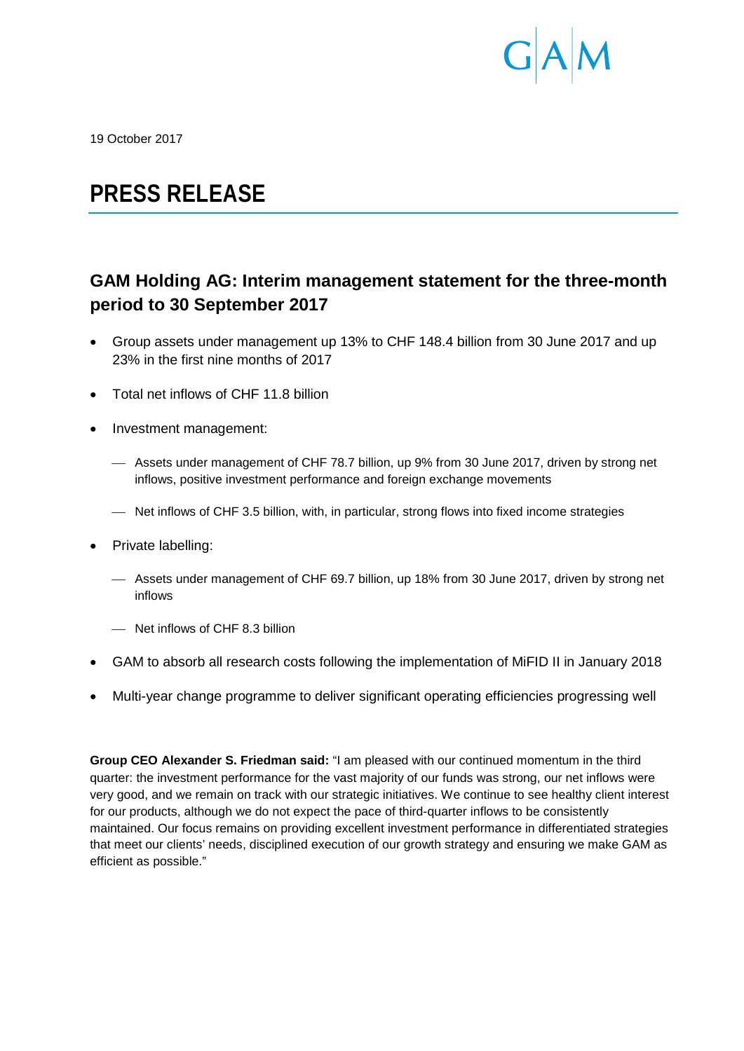19 October 2017

# PRESS RELEASE

## GAM Holding AG: Interim management statement for the three-month period to 30 September 2017

- Group assets under management up 13% to CHF 148.4 billion from 30 June 2017 and up 23% in the first nine months of 2017
- Total net inflows of CHF 11.8 billion
- Investment management:
  - Assets under management of CHF 78.7 billion, up 9% from 30 June 2017, driven by strong net inflows, positive investment performance and foreign exchange movements
  - Net inflows of CHF 3.5 billion, with, in particular, strong flows into fixed income strategies
- Private labelling:
  - Assets under management of CHF 69.7 billion, up 18% from 30 June 2017, driven by strong net inflows
  - Net inflows of CHF 8.3 billion
- GAM to absorb all research costs following the implementation of MiFID II in January 2018
- Multi-year change programme to deliver significant operating efficiencies progressing well

**Group CEO Alexander S. Friedman said:** "I am pleased with our continued momentum in the third quarter: the investment performance for the vast majority of our funds was strong, our net inflows were very good, and we remain on track with our strategic initiatives. We continue to see healthy client interest for our products, although we do not expect the pace of third-quarter inflows to be consistently maintained. Our focus remains on providing excellent investment performance in differentiated strategies that meet our clients' needs, disciplined execution of our growth strategy and ensuring we make GAM as efficient as possible."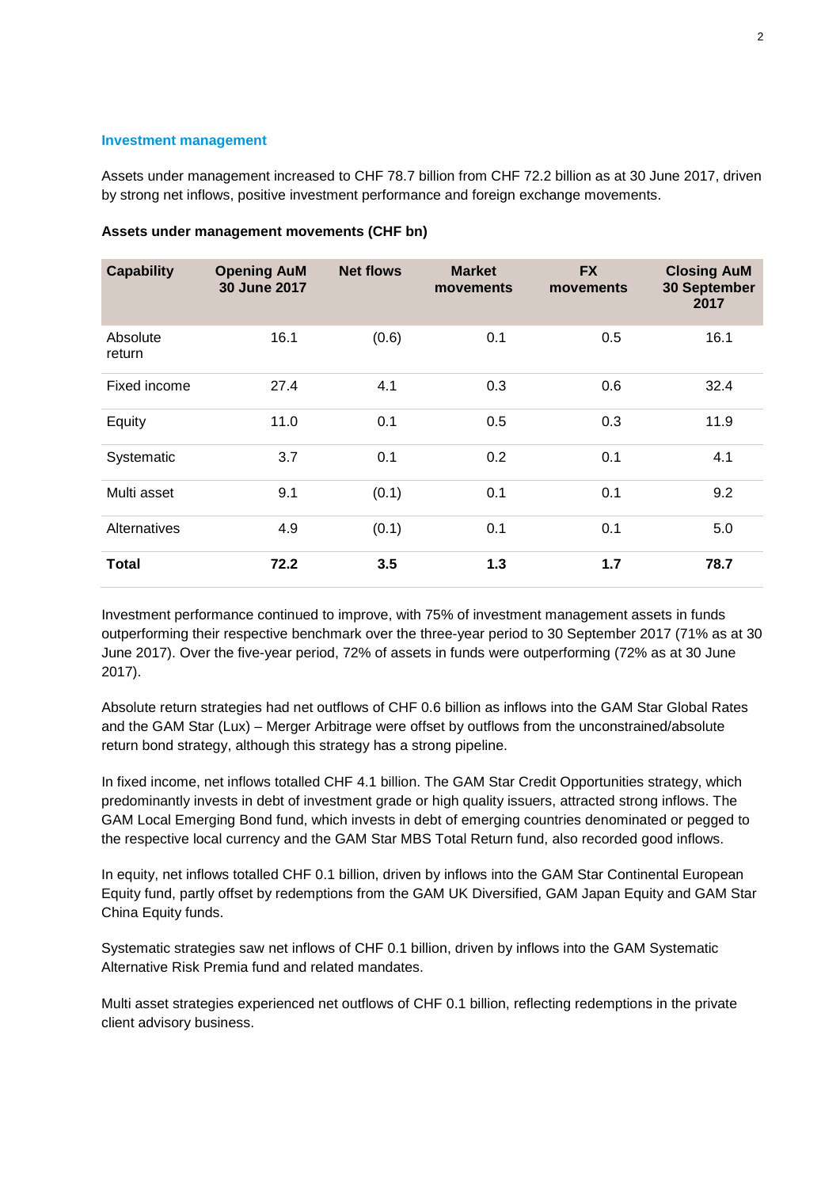## Investment management

Assets under management increased to CHF 78.7 billion from CHF 72.2 billion as at 30 June 2017, driven by strong net inflows, positive investment performance and foreign exchange movements.

**Assets under management movements (CHF bn)**

| Capability | Opening AuM 30 June 2017 | Net flows | Market movements | FX movements | Closing AuM 30 September 2017 |
|---|---|---|---|---|---|
| Absolute return | 16.1 | (0.6) | 0.1 | 0.5 | 16.1 |
| Fixed income | 27.4 | 4.1 | 0.3 | 0.6 | 32.4 |
| Equity | 11.0 | 0.1 | 0.5 | 0.3 | 11.9 |
| Systematic | 3.7 | 0.1 | 0.2 | 0.1 | 4.1 |
| Multi asset | 9.1 | (0.1) | 0.1 | 0.1 | 9.2 |
| Alternatives | 4.9 | (0.1) | 0.1 | 0.1 | 5.0 |
| **Total** | **72.2** | **3.5** | **1.3** | **1.7** | **78.7** |

Investment performance continued to improve, with 75% of investment management assets in funds outperforming their respective benchmark over the three-year period to 30 September 2017 (71% as at 30 June 2017). Over the five-year period, 72% of assets in funds were outperforming (72% as at 30 June 2017).

Absolute return strategies had net outflows of CHF 0.6 billion as inflows into the GAM Star Global Rates and the GAM Star (Lux) – Merger Arbitrage were offset by outflows from the unconstrained/absolute return bond strategy, although this strategy has a strong pipeline.

In fixed income, net inflows totalled CHF 4.1 billion. The GAM Star Credit Opportunities strategy, which predominantly invests in debt of investment grade or high quality issuers, attracted strong inflows. The GAM Local Emerging Bond fund, which invests in debt of emerging countries denominated or pegged to the respective local currency and the GAM Star MBS Total Return fund, also recorded good inflows.

In equity, net inflows totalled CHF 0.1 billion, driven by inflows into the GAM Star Continental European Equity fund, partly offset by redemptions from the GAM UK Diversified, GAM Japan Equity and GAM Star China Equity funds.

Systematic strategies saw net inflows of CHF 0.1 billion, driven by inflows into the GAM Systematic Alternative Risk Premia fund and related mandates.

Multi asset strategies experienced net outflows of CHF 0.1 billion, reflecting redemptions in the private client advisory business.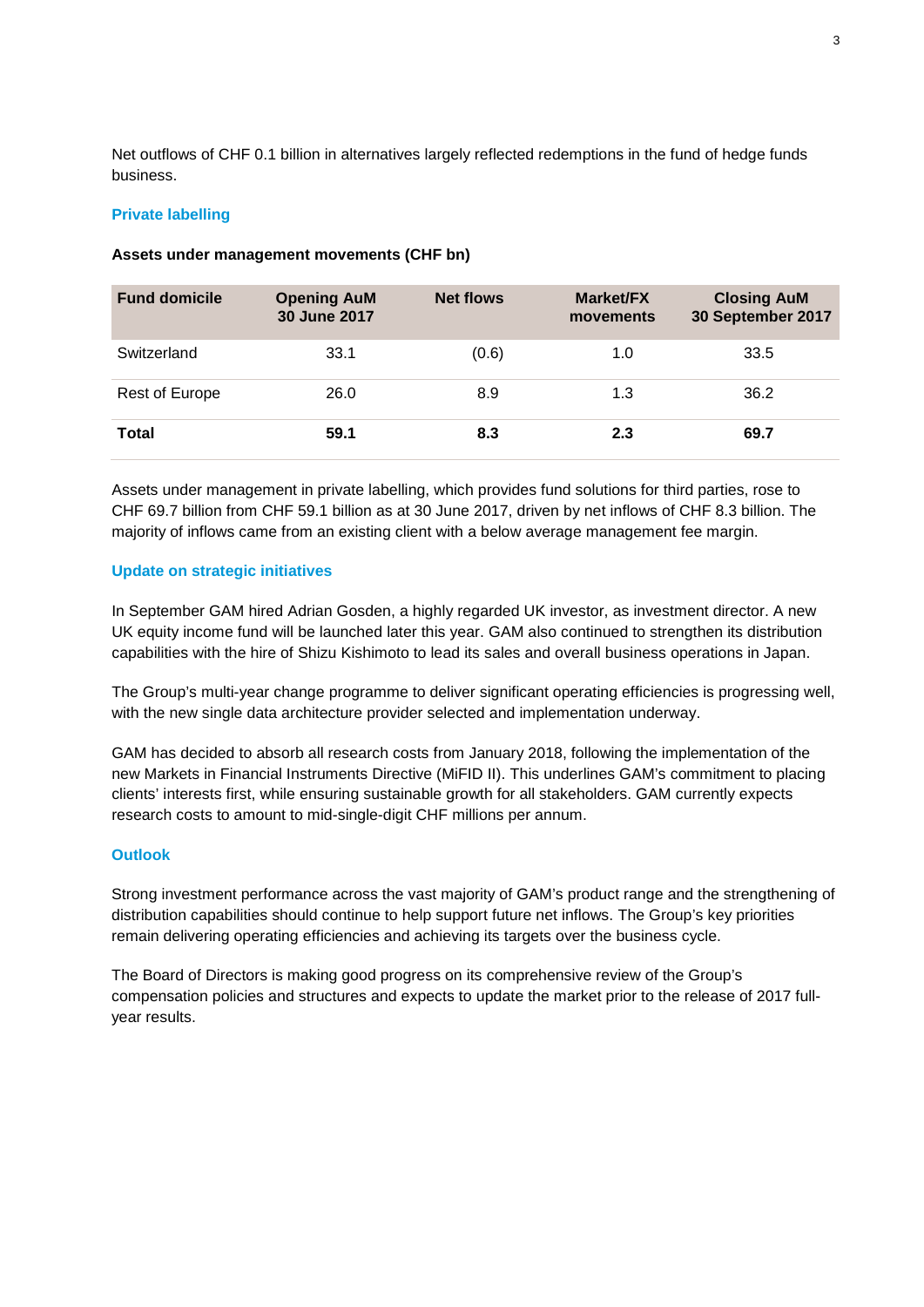Net outflows of CHF 0.1 billion in alternatives largely reflected redemptions in the fund of hedge funds business.

## Private labelling

**Assets under management movements (CHF bn)**

| Fund domicile | Opening AuM 30 June 2017 | Net flows | Market/FX movements | Closing AuM 30 September 2017 |
|---|---|---|---|---|
| Switzerland | 33.1 | (0.6) | 1.0 | 33.5 |
| Rest of Europe | 26.0 | 8.9 | 1.3 | 36.2 |
| **Total** | **59.1** | **8.3** | **2.3** | **69.7** |

Assets under management in private labelling, which provides fund solutions for third parties, rose to CHF 69.7 billion from CHF 59.1 billion as at 30 June 2017, driven by net inflows of CHF 8.3 billion. The majority of inflows came from an existing client with a below average management fee margin.

## Update on strategic initiatives

In September GAM hired Adrian Gosden, a highly regarded UK investor, as investment director. A new UK equity income fund will be launched later this year. GAM also continued to strengthen its distribution capabilities with the hire of Shizu Kishimoto to lead its sales and overall business operations in Japan.

The Group's multi-year change programme to deliver significant operating efficiencies is progressing well, with the new single data architecture provider selected and implementation underway.

GAM has decided to absorb all research costs from January 2018, following the implementation of the new Markets in Financial Instruments Directive (MiFID II). This underlines GAM's commitment to placing clients' interests first, while ensuring sustainable growth for all stakeholders. GAM currently expects research costs to amount to mid-single-digit CHF millions per annum.

## Outlook

Strong investment performance across the vast majority of GAM's product range and the strengthening of distribution capabilities should continue to help support future net inflows. The Group's key priorities remain delivering operating efficiencies and achieving its targets over the business cycle.

The Board of Directors is making good progress on its comprehensive review of the Group's compensation policies and structures and expects to update the market prior to the release of 2017 full-year results.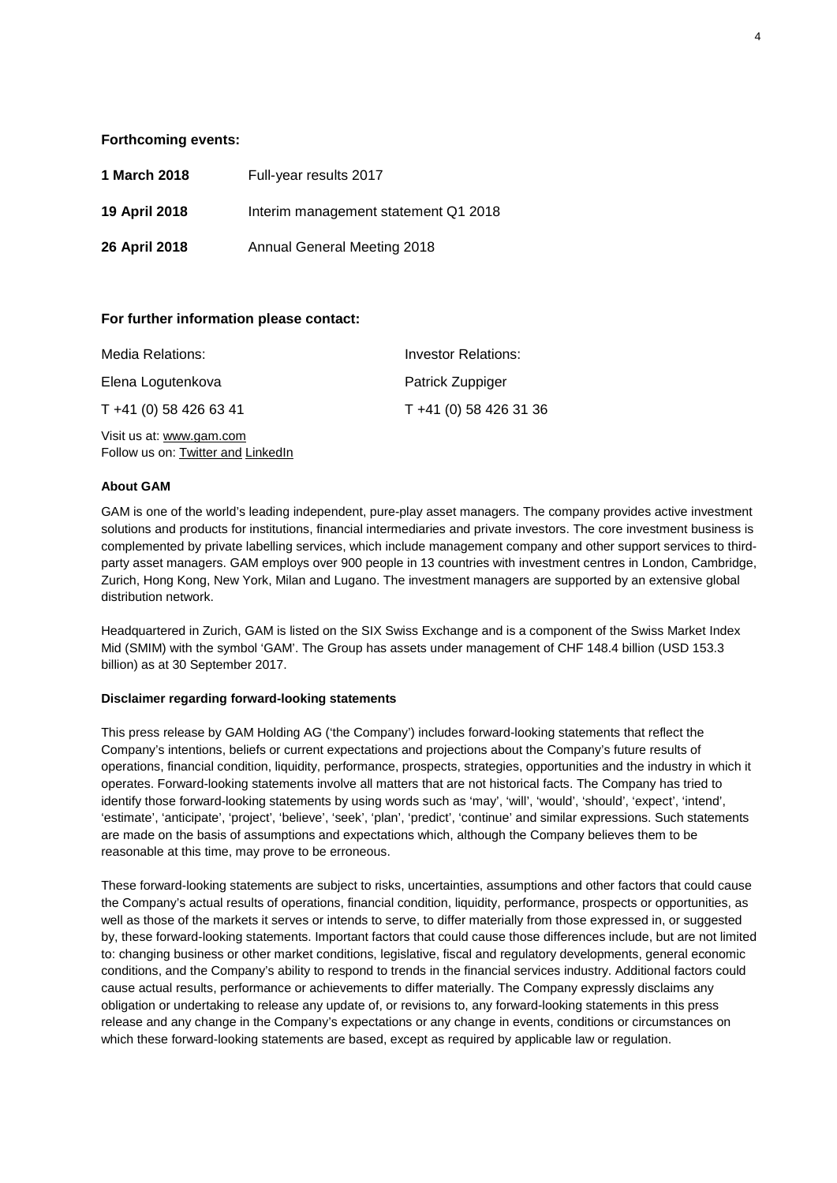**Forthcoming events:**

| | |
|---|---|
| **1 March 2018** | Full-year results 2017 |
| **19 April 2018** | Interim management statement Q1 2018 |
| **26 April 2018** | Annual General Meeting 2018 |

**For further information please contact:**

| | |
|---|---|
| Media Relations: | Investor Relations: |
| Elena Logutenkova | Patrick Zuppiger |
| T +41 (0) 58 426 63 41 | T +41 (0) 58 426 31 36 |

Visit us at: www.gam.com
Follow us on: Twitter and LinkedIn

**About GAM**

GAM is one of the world's leading independent, pure-play asset managers. The company provides active investment solutions and products for institutions, financial intermediaries and private investors. The core investment business is complemented by private labelling services, which include management company and other support services to third-party asset managers. GAM employs over 900 people in 13 countries with investment centres in London, Cambridge, Zurich, Hong Kong, New York, Milan and Lugano. The investment managers are supported by an extensive global distribution network.

Headquartered in Zurich, GAM is listed on the SIX Swiss Exchange and is a component of the Swiss Market Index Mid (SMIM) with the symbol 'GAM'. The Group has assets under management of CHF 148.4 billion (USD 153.3 billion) as at 30 September 2017.

**Disclaimer regarding forward-looking statements**

This press release by GAM Holding AG ('the Company') includes forward-looking statements that reflect the Company's intentions, beliefs or current expectations and projections about the Company's future results of operations, financial condition, liquidity, performance, prospects, strategies, opportunities and the industry in which it operates. Forward-looking statements involve all matters that are not historical facts. The Company has tried to identify those forward-looking statements by using words such as 'may', 'will', 'would', 'should', 'expect', 'intend', 'estimate', 'anticipate', 'project', 'believe', 'seek', 'plan', 'predict', 'continue' and similar expressions. Such statements are made on the basis of assumptions and expectations which, although the Company believes them to be reasonable at this time, may prove to be erroneous.

These forward-looking statements are subject to risks, uncertainties, assumptions and other factors that could cause the Company's actual results of operations, financial condition, liquidity, performance, prospects or opportunities, as well as those of the markets it serves or intends to serve, to differ materially from those expressed in, or suggested by, these forward-looking statements. Important factors that could cause those differences include, but are not limited to: changing business or other market conditions, legislative, fiscal and regulatory developments, general economic conditions, and the Company's ability to respond to trends in the financial services industry. Additional factors could cause actual results, performance or achievements to differ materially. The Company expressly disclaims any obligation or undertaking to release any update of, or revisions to, any forward-looking statements in this press release and any change in the Company's expectations or any change in events, conditions or circumstances on which these forward-looking statements are based, except as required by applicable law or regulation.